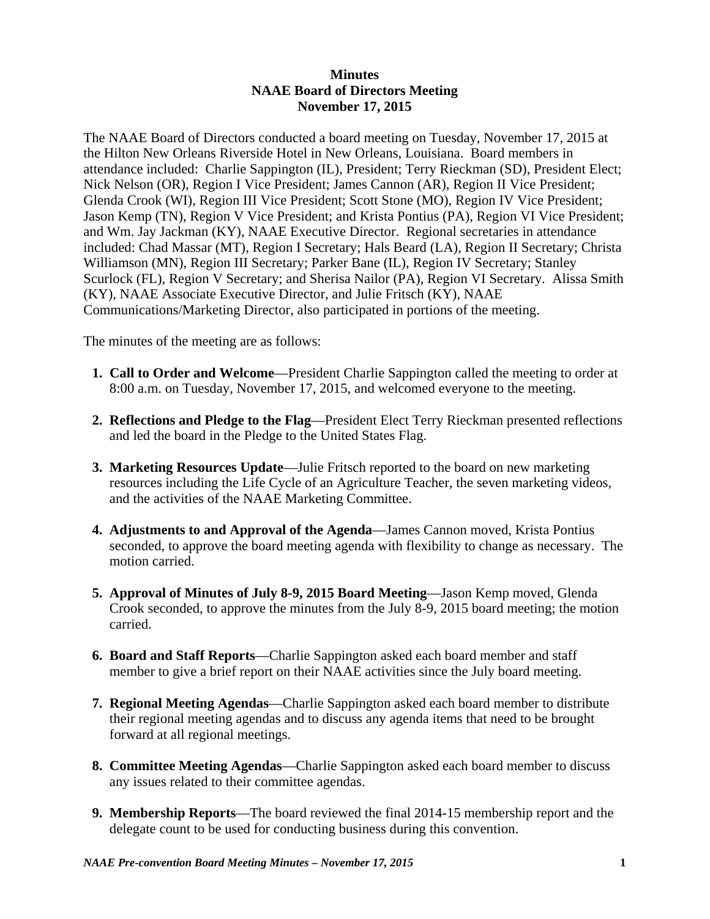**Minutes**
**NAAE Board of Directors Meeting**
**November 17, 2015**

The NAAE Board of Directors conducted a board meeting on Tuesday, November 17, 2015 at the Hilton New Orleans Riverside Hotel in New Orleans, Louisiana. Board members in attendance included: Charlie Sappington (IL), President; Terry Rieckman (SD), President Elect; Nick Nelson (OR), Region I Vice President; James Cannon (AR), Region II Vice President; Glenda Crook (WI), Region III Vice President; Scott Stone (MO), Region IV Vice President; Jason Kemp (TN), Region V Vice President; and Krista Pontius (PA), Region VI Vice President; and Wm. Jay Jackman (KY), NAAE Executive Director. Regional secretaries in attendance included: Chad Massar (MT), Region I Secretary; Hals Beard (LA), Region II Secretary; Christa Williamson (MN), Region III Secretary; Parker Bane (IL), Region IV Secretary; Stanley Scurlock (FL), Region V Secretary; and Sherisa Nailor (PA), Region VI Secretary. Alissa Smith (KY), NAAE Associate Executive Director, and Julie Fritsch (KY), NAAE Communications/Marketing Director, also participated in portions of the meeting.

The minutes of the meeting are as follows:

1. **Call to Order and Welcome**—President Charlie Sappington called the meeting to order at 8:00 a.m. on Tuesday, November 17, 2015, and welcomed everyone to the meeting.

2. **Reflections and Pledge to the Flag**—President Elect Terry Rieckman presented reflections and led the board in the Pledge to the United States Flag.

3. **Marketing Resources Update**—Julie Fritsch reported to the board on new marketing resources including the Life Cycle of an Agriculture Teacher, the seven marketing videos, and the activities of the NAAE Marketing Committee.

4. **Adjustments to and Approval of the Agenda**—James Cannon moved, Krista Pontius seconded, to approve the board meeting agenda with flexibility to change as necessary. The motion carried.

5. **Approval of Minutes of July 8-9, 2015 Board Meeting**—Jason Kemp moved, Glenda Crook seconded, to approve the minutes from the July 8-9, 2015 board meeting; the motion carried.

6. **Board and Staff Reports**—Charlie Sappington asked each board member and staff member to give a brief report on their NAAE activities since the July board meeting.

7. **Regional Meeting Agendas**—Charlie Sappington asked each board member to distribute their regional meeting agendas and to discuss any agenda items that need to be brought forward at all regional meetings.

8. **Committee Meeting Agendas**—Charlie Sappington asked each board member to discuss any issues related to their committee agendas.

9. **Membership Reports**—The board reviewed the final 2014-15 membership report and the delegate count to be used for conducting business during this convention.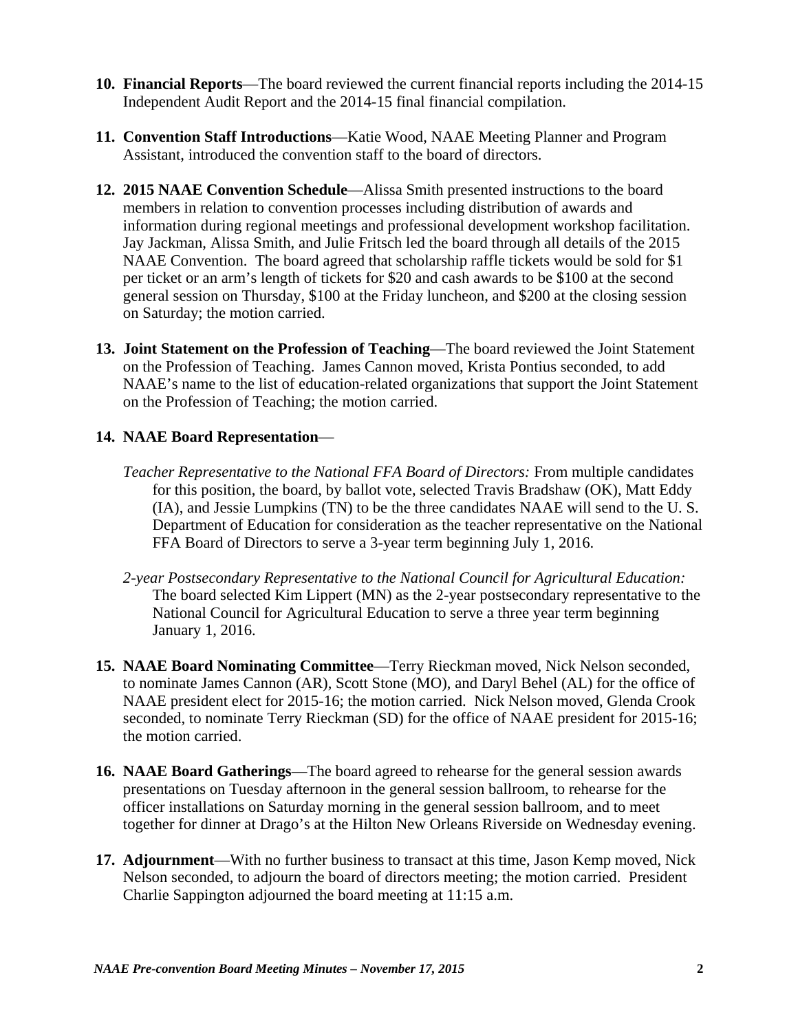10. **Financial Reports**—The board reviewed the current financial reports including the 2014-15 Independent Audit Report and the 2014-15 final financial compilation.

11. **Convention Staff Introductions**—Katie Wood, NAAE Meeting Planner and Program Assistant, introduced the convention staff to the board of directors.

12. **2015 NAAE Convention Schedule**—Alissa Smith presented instructions to the board members in relation to convention processes including distribution of awards and information during regional meetings and professional development workshop facilitation. Jay Jackman, Alissa Smith, and Julie Fritsch led the board through all details of the 2015 NAAE Convention. The board agreed that scholarship raffle tickets would be sold for $1 per ticket or an arm's length of tickets for $20 and cash awards to be $100 at the second general session on Thursday, $100 at the Friday luncheon, and $200 at the closing session on Saturday; the motion carried.

13. **Joint Statement on the Profession of Teaching**—The board reviewed the Joint Statement on the Profession of Teaching. James Cannon moved, Krista Pontius seconded, to add NAAE's name to the list of education-related organizations that support the Joint Statement on the Profession of Teaching; the motion carried.

14. **NAAE Board Representation**—

    *Teacher Representative to the National FFA Board of Directors:* From multiple candidates for this position, the board, by ballot vote, selected Travis Bradshaw (OK), Matt Eddy (IA), and Jessie Lumpkins (TN) to be the three candidates NAAE will send to the U. S. Department of Education for consideration as the teacher representative on the National FFA Board of Directors to serve a 3-year term beginning July 1, 2016.

    *2-year Postsecondary Representative to the National Council for Agricultural Education:* The board selected Kim Lippert (MN) as the 2-year postsecondary representative to the National Council for Agricultural Education to serve a three year term beginning January 1, 2016.

15. **NAAE Board Nominating Committee**—Terry Rieckman moved, Nick Nelson seconded, to nominate James Cannon (AR), Scott Stone (MO), and Daryl Behel (AL) for the office of NAAE president elect for 2015-16; the motion carried. Nick Nelson moved, Glenda Crook seconded, to nominate Terry Rieckman (SD) for the office of NAAE president for 2015-16; the motion carried.

16. **NAAE Board Gatherings**—The board agreed to rehearse for the general session awards presentations on Tuesday afternoon in the general session ballroom, to rehearse for the officer installations on Saturday morning in the general session ballroom, and to meet together for dinner at Drago's at the Hilton New Orleans Riverside on Wednesday evening.

17. **Adjournment**—With no further business to transact at this time, Jason Kemp moved, Nick Nelson seconded, to adjourn the board of directors meeting; the motion carried. President Charlie Sappington adjourned the board meeting at 11:15 a.m.